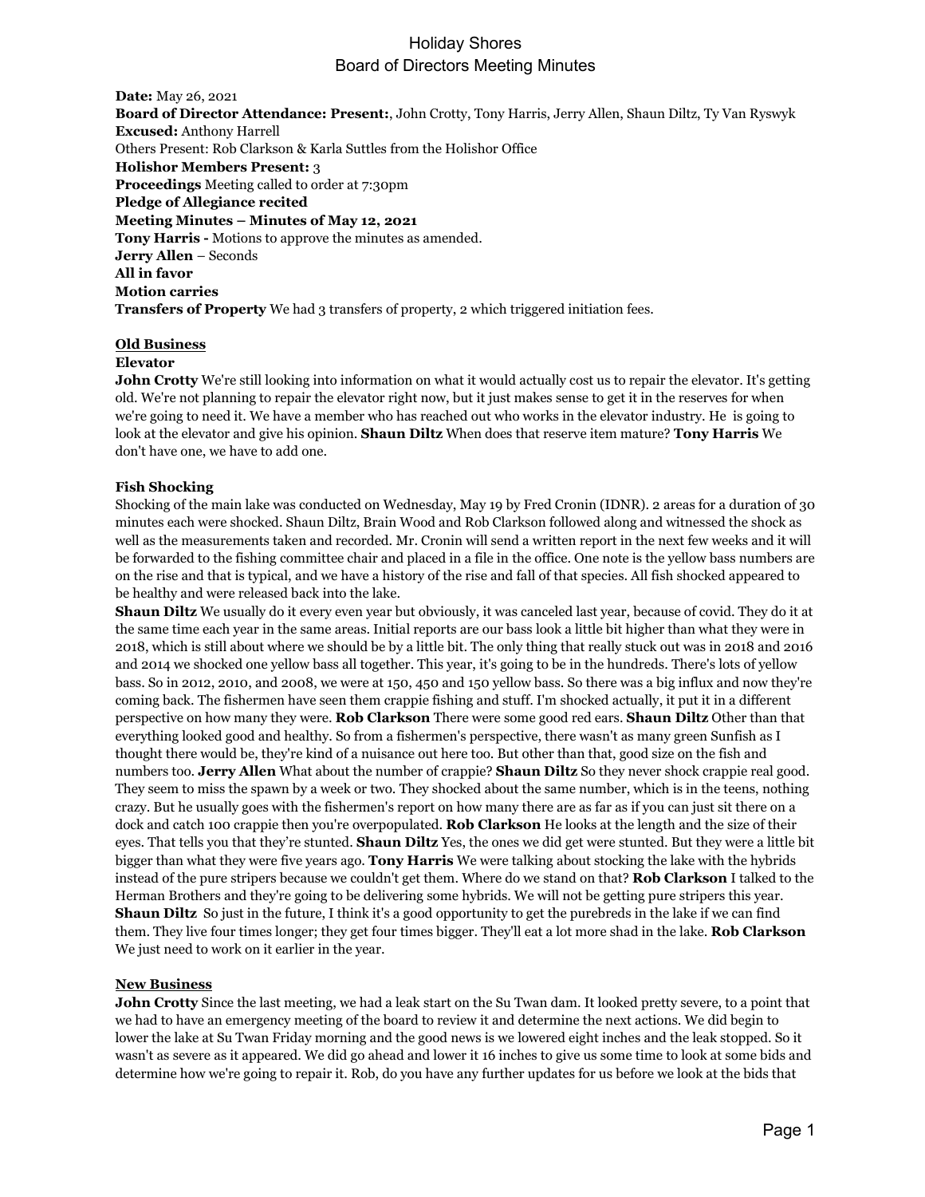# Holiday Shores
## Board of Directors Meeting Minutes

**Date:** May 26, 2021
**Board of Director Attendance: Present:**, John Crotty, Tony Harris, Jerry Allen, Shaun Diltz, Ty Van Ryswyk
**Excused:** Anthony Harrell
Others Present: Rob Clarkson & Karla Suttles from the Holishor Office
**Holishor Members Present:** 3
**Proceedings** Meeting called to order at 7:30pm
**Pledge of Allegiance recited**
**Meeting Minutes – Minutes of May 12, 2021**
**Tony Harris -** Motions to approve the minutes as amended.
**Jerry Allen** – Seconds
**All in favor**
**Motion carries**
**Transfers of Property** We had 3 transfers of property, 2 which triggered initiation fees.

### Old Business

**Elevator**

**John Crotty** We're still looking into information on what it would actually cost us to repair the elevator. It's getting old. We're not planning to repair the elevator right now, but it just makes sense to get it in the reserves for when we're going to need it. We have a member who has reached out who works in the elevator industry. He is going to look at the elevator and give his opinion. **Shaun Diltz** When does that reserve item mature? **Tony Harris** We don't have one, we have to add one.

**Fish Shocking**

Shocking of the main lake was conducted on Wednesday, May 19 by Fred Cronin (IDNR). 2 areas for a duration of 30 minutes each were shocked. Shaun Diltz, Brain Wood and Rob Clarkson followed along and witnessed the shock as well as the measurements taken and recorded. Mr. Cronin will send a written report in the next few weeks and it will be forwarded to the fishing committee chair and placed in a file in the office. One note is the yellow bass numbers are on the rise and that is typical, and we have a history of the rise and fall of that species. All fish shocked appeared to be healthy and were released back into the lake.

**Shaun Diltz** We usually do it every even year but obviously, it was canceled last year, because of covid. They do it at the same time each year in the same areas. Initial reports are our bass look a little bit higher than what they were in 2018, which is still about where we should be by a little bit. The only thing that really stuck out was in 2018 and 2016 and 2014 we shocked one yellow bass all together. This year, it's going to be in the hundreds. There's lots of yellow bass. So in 2012, 2010, and 2008, we were at 150, 450 and 150 yellow bass. So there was a big influx and now they're coming back. The fishermen have seen them crappie fishing and stuff. I'm shocked actually, it put it in a different perspective on how many they were. **Rob Clarkson** There were some good red ears. **Shaun Diltz** Other than that everything looked good and healthy. So from a fishermen's perspective, there wasn't as many green Sunfish as I thought there would be, they're kind of a nuisance out here too. But other than that, good size on the fish and numbers too. **Jerry Allen** What about the number of crappie? **Shaun Diltz** So they never shock crappie real good. They seem to miss the spawn by a week or two. They shocked about the same number, which is in the teens, nothing crazy. But he usually goes with the fishermen's report on how many there are as far as if you can just sit there on a dock and catch 100 crappie then you're overpopulated. **Rob Clarkson** He looks at the length and the size of their eyes. That tells you that they're stunted. **Shaun Diltz** Yes, the ones we did get were stunted. But they were a little bit bigger than what they were five years ago. **Tony Harris** We were talking about stocking the lake with the hybrids instead of the pure stripers because we couldn't get them. Where do we stand on that? **Rob Clarkson** I talked to the Herman Brothers and they're going to be delivering some hybrids. We will not be getting pure stripers this year. **Shaun Diltz** So just in the future, I think it's a good opportunity to get the purebreds in the lake if we can find them. They live four times longer; they get four times bigger. They'll eat a lot more shad in the lake. **Rob Clarkson** We just need to work on it earlier in the year.

### New Business

**John Crotty** Since the last meeting, we had a leak start on the Su Twan dam. It looked pretty severe, to a point that we had to have an emergency meeting of the board to review it and determine the next actions. We did begin to lower the lake at Su Twan Friday morning and the good news is we lowered eight inches and the leak stopped. So it wasn't as severe as it appeared. We did go ahead and lower it 16 inches to give us some time to look at some bids and determine how we're going to repair it. Rob, do you have any further updates for us before we look at the bids that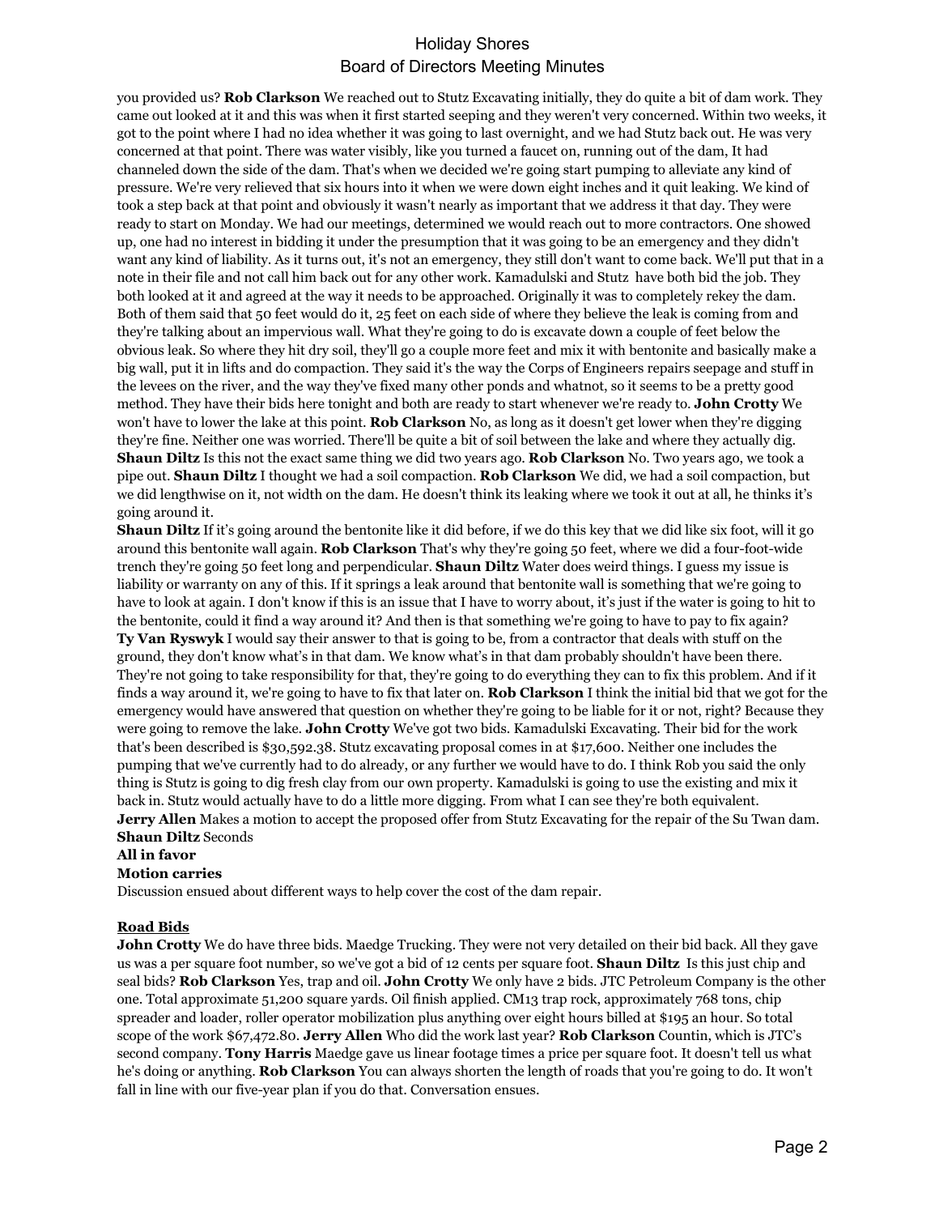you provided us? **Rob Clarkson** We reached out to Stutz Excavating initially, they do quite a bit of dam work. They came out looked at it and this was when it first started seeping and they weren't very concerned. Within two weeks, it got to the point where I had no idea whether it was going to last overnight, and we had Stutz back out. He was very concerned at that point. There was water visibly, like you turned a faucet on, running out of the dam, It had channeled down the side of the dam. That's when we decided we're going start pumping to alleviate any kind of pressure. We're very relieved that six hours into it when we were down eight inches and it quit leaking. We kind of took a step back at that point and obviously it wasn't nearly as important that we address it that day. They were ready to start on Monday. We had our meetings, determined we would reach out to more contractors. One showed up, one had no interest in bidding it under the presumption that it was going to be an emergency and they didn't want any kind of liability. As it turns out, it's not an emergency, they still don't want to come back. We'll put that in a note in their file and not call him back out for any other work. Kamadulski and Stutz have both bid the job. They both looked at it and agreed at the way it needs to be approached. Originally it was to completely rekey the dam. Both of them said that 50 feet would do it, 25 feet on each side of where they believe the leak is coming from and they're talking about an impervious wall. What they're going to do is excavate down a couple of feet below the obvious leak. So where they hit dry soil, they'll go a couple more feet and mix it with bentonite and basically make a big wall, put it in lifts and do compaction. They said it's the way the Corps of Engineers repairs seepage and stuff in the levees on the river, and the way they've fixed many other ponds and whatnot, so it seems to be a pretty good method. They have their bids here tonight and both are ready to start whenever we're ready to. **John Crotty** We won't have to lower the lake at this point. **Rob Clarkson** No, as long as it doesn't get lower when they're digging they're fine. Neither one was worried. There'll be quite a bit of soil between the lake and where they actually dig. **Shaun Diltz** Is this not the exact same thing we did two years ago. **Rob Clarkson** No. Two years ago, we took a pipe out. **Shaun Diltz** I thought we had a soil compaction. **Rob Clarkson** We did, we had a soil compaction, but we did lengthwise on it, not width on the dam. He doesn't think its leaking where we took it out at all, he thinks it's going around it.

**Shaun Diltz** If it's going around the bentonite like it did before, if we do this key that we did like six foot, will it go around this bentonite wall again. **Rob Clarkson** That's why they're going 50 feet, where we did a four-foot-wide trench they're going 50 feet long and perpendicular. **Shaun Diltz** Water does weird things. I guess my issue is liability or warranty on any of this. If it springs a leak around that bentonite wall is something that we're going to have to look at again. I don't know if this is an issue that I have to worry about, it's just if the water is going to hit to the bentonite, could it find a way around it? And then is that something we're going to have to pay to fix again? **Ty Van Ryswyk** I would say their answer to that is going to be, from a contractor that deals with stuff on the ground, they don't know what's in that dam. We know what's in that dam probably shouldn't have been there. They're not going to take responsibility for that, they're going to do everything they can to fix this problem. And if it finds a way around it, we're going to have to fix that later on. **Rob Clarkson** I think the initial bid that we got for the emergency would have answered that question on whether they're going to be liable for it or not, right? Because they were going to remove the lake. **John Crotty** We've got two bids. Kamadulski Excavating. Their bid for the work that's been described is $30,592.38. Stutz excavating proposal comes in at $17,600. Neither one includes the pumping that we've currently had to do already, or any further we would have to do. I think Rob you said the only thing is Stutz is going to dig fresh clay from our own property. Kamadulski is going to use the existing and mix it back in. Stutz would actually have to do a little more digging. From what I can see they're both equivalent.
**Jerry Allen** Makes a motion to accept the proposed offer from Stutz Excavating for the repair of the Su Twan dam.
**Shaun Diltz** Seconds
**All in favor**
**Motion carries**
Discussion ensued about different ways to help cover the cost of the dam repair.

**Road Bids**
**John Crotty** We do have three bids. Maedge Trucking. They were not very detailed on their bid back. All they gave us was a per square foot number, so we've got a bid of 12 cents per square foot. **Shaun Diltz** Is this just chip and seal bids? **Rob Clarkson** Yes, trap and oil. **John Crotty** We only have 2 bids. JTC Petroleum Company is the other one. Total approximate 51,200 square yards. Oil finish applied. CM13 trap rock, approximately 768 tons, chip spreader and loader, roller operator mobilization plus anything over eight hours billed at $195 an hour. So total scope of the work $67,472.80. **Jerry Allen** Who did the work last year? **Rob Clarkson** Countin, which is JTC's second company. **Tony Harris** Maedge gave us linear footage times a price per square foot. It doesn't tell us what he's doing or anything. **Rob Clarkson** You can always shorten the length of roads that you're going to do. It won't fall in line with our five-year plan if you do that. Conversation ensues.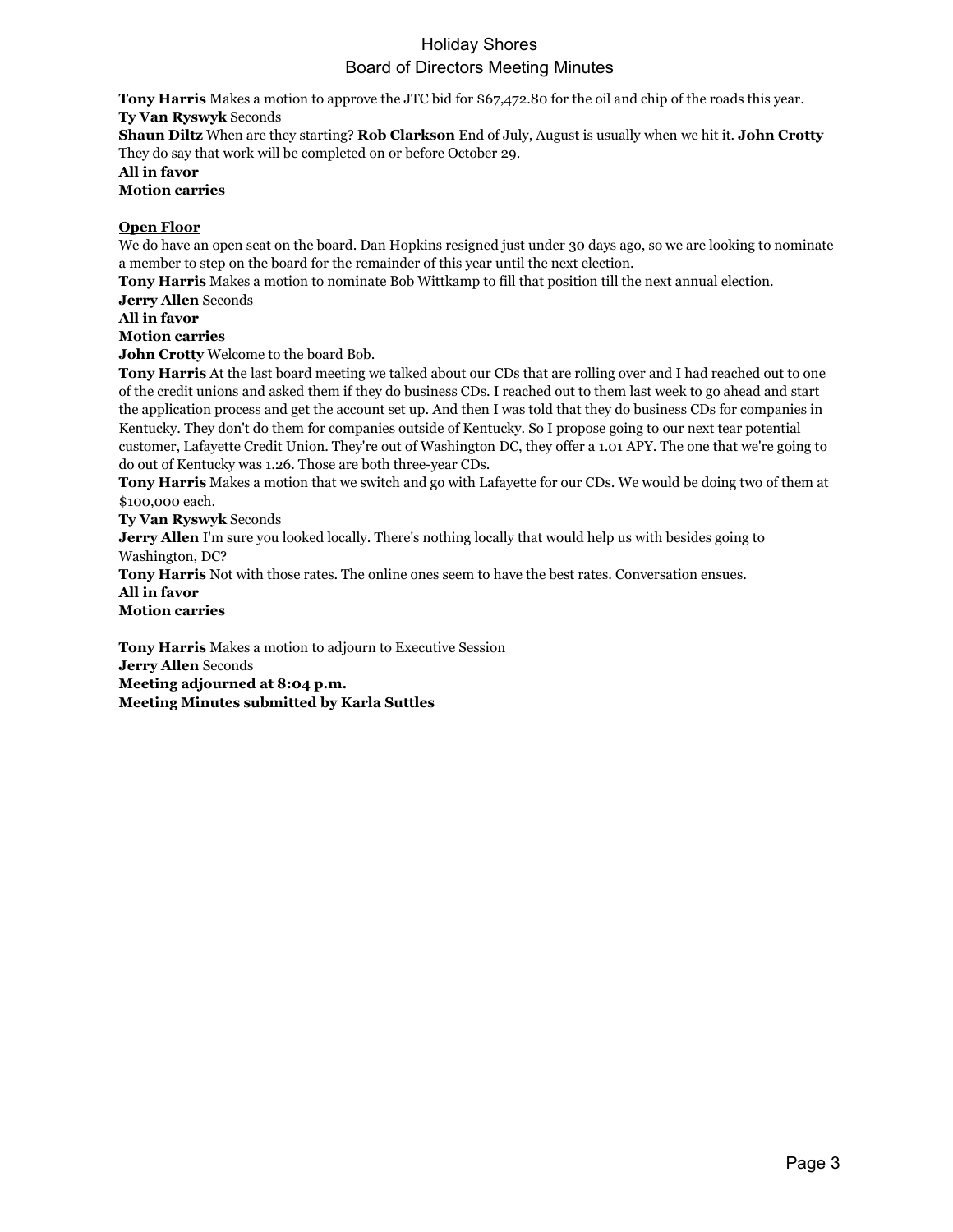**Tony Harris** Makes a motion to approve the JTC bid for $67,472.80 for the oil and chip of the roads this year.
**Ty Van Ryswyk** Seconds
**Shaun Diltz** When are they starting? **Rob Clarkson** End of July, August is usually when we hit it. **John Crotty** They do say that work will be completed on or before October 29.
**All in favor**
**Motion carries**

**Open Floor**

We do have an open seat on the board. Dan Hopkins resigned just under 30 days ago, so we are looking to nominate a member to step on the board for the remainder of this year until the next election.
**Tony Harris** Makes a motion to nominate Bob Wittkamp to fill that position till the next annual election.
**Jerry Allen** Seconds
**All in favor**
**Motion carries**
**John Crotty** Welcome to the board Bob.
**Tony Harris** At the last board meeting we talked about our CDs that are rolling over and I had reached out to one of the credit unions and asked them if they do business CDs. I reached out to them last week to go ahead and start the application process and get the account set up. And then I was told that they do business CDs for companies in Kentucky. They don't do them for companies outside of Kentucky. So I propose going to our next tear potential customer, Lafayette Credit Union. They're out of Washington DC, they offer a 1.01 APY. The one that we're going to do out of Kentucky was 1.26. Those are both three-year CDs.
**Tony Harris** Makes a motion that we switch and go with Lafayette for our CDs. We would be doing two of them at $100,000 each.
**Ty Van Ryswyk** Seconds
**Jerry Allen** I'm sure you looked locally. There's nothing locally that would help us with besides going to Washington, DC?
**Tony Harris** Not with those rates. The online ones seem to have the best rates. Conversation ensues.
**All in favor**
**Motion carries**

**Tony Harris** Makes a motion to adjourn to Executive Session
**Jerry Allen** Seconds
**Meeting adjourned at 8:04 p.m.**
**Meeting Minutes submitted by Karla Suttles**